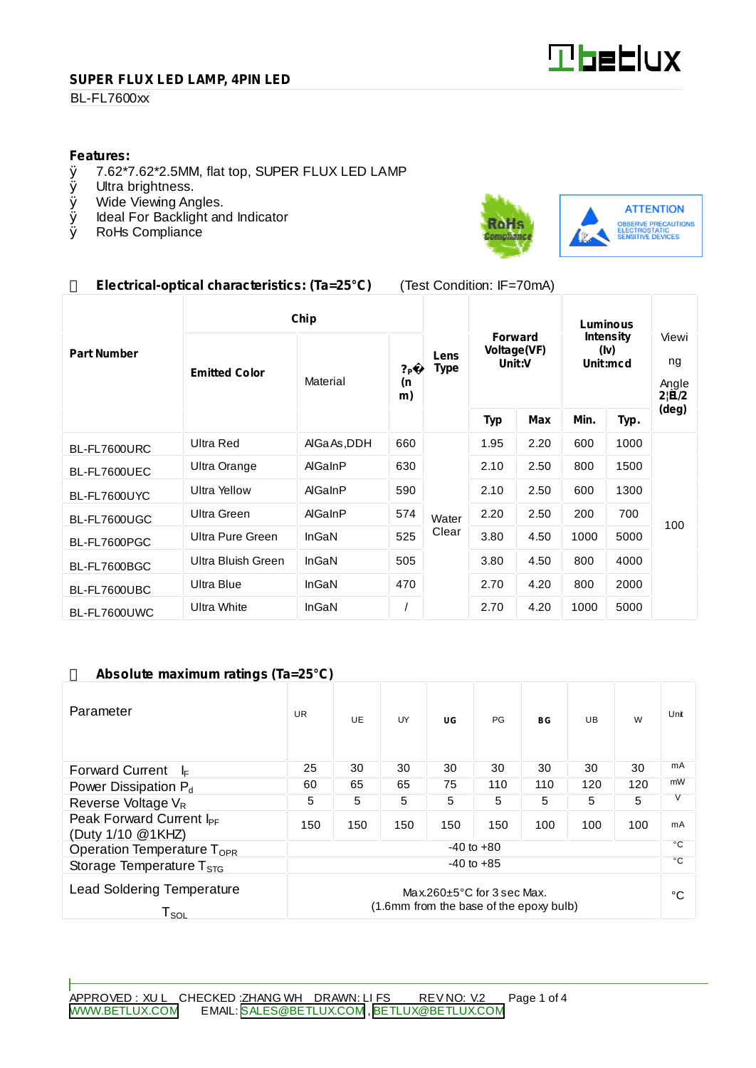**SUPER FLUX LED LAMP, 4PIN LED**

BL-FL7600xx

**Features:**

- 7.62*7.62*2.5MM, flat top, SUPER FLUX LED LAMP
- Ultra brightness.
- Wide Viewing Angles.
- Ideal For Backlight and Indicator
- RoHs Compliance

ATTENTION
OBSERVE PRECAUTIONS ELECTROSTATIC SENSITIVE DEVICES

## Electrical-optical characteristics: (Ta=25°C) (Test Condition: IF=70mA)

| Part Number | Chip | | | Lens Type | Forward Voltage(VF) Unit:V | | Luminous Intensity (Iv) Unit:mcd | | Viewing Angle 2θ1/2 (deg) |
|---|---|---|---|---|---|---|---|---|---|
| | Emitted Color | Material | λp (nm) | | Typ | Max | Min. | Typ. | |
| BL-FL7600URC | Ultra Red | AlGaAs,DDH | 660 | Water Clear | 1.95 | 2.20 | 600 | 1000 | 100 |
| BL-FL7600UEC | Ultra Orange | AlGaInP | 630 | | 2.10 | 2.50 | 800 | 1500 | |
| BL-FL7600UYC | Ultra Yellow | AlGaInP | 590 | | 2.10 | 2.50 | 600 | 1300 | |
| BL-FL7600UGC | Ultra Green | AlGaInP | 574 | | 2.20 | 2.50 | 200 | 700 | |
| BL-FL7600PGC | Ultra Pure Green | InGaN | 525 | | 3.80 | 4.50 | 1000 | 5000 | |
| BL-FL7600BGC | Ultra Bluish Green | InGaN | 505 | | 3.80 | 4.50 | 800 | 4000 | |
| BL-FL7600UBC | Ultra Blue | InGaN | 470 | | 2.70 | 4.20 | 800 | 2000 | |
| BL-FL7600UWC | Ultra White | InGaN | / | | 2.70 | 4.20 | 1000 | 5000 | |

## Absolute maximum ratings (Ta=25°C)

| Parameter | UR | UE | UY | UG | PG | BG | UB | W | Unit |
|---|---|---|---|---|---|---|---|---|---|
| Forward Current $I_F$ | 25 | 30 | 30 | 30 | 30 | 30 | 30 | 30 | mA |
| Power Dissipation $P_d$ | 60 | 65 | 65 | 75 | 110 | 110 | 120 | 120 | mW |
| Reverse Voltage $V_R$ | 5 | 5 | 5 | 5 | 5 | 5 | 5 | 5 | V |
| Peak Forward Current $I_{PF}$ (Duty 1/10 @1KHZ) | 150 | 150 | 150 | 150 | 150 | 100 | 100 | 100 | mA |
| Operation Temperature $T_{OPR}$ | -40 to +80 | | | | | | | | °C |
| Storage Temperature $T_{STG}$ | -40 to +85 | | | | | | | | °C |
| Lead Soldering Temperature $T_{SOL}$ | Max.260±5°C for 3 sec Max. (1.6mm from the base of the epoxy bulb) | | | | | | | | °C |

APPROVED : XU L CHECKED :ZHANG WH DRAWN: LI FS REV NO: V.2
WWW.BETLUX.COM EMAIL: SALES@BETLUX.COM , BETLUX@BETLUX.COM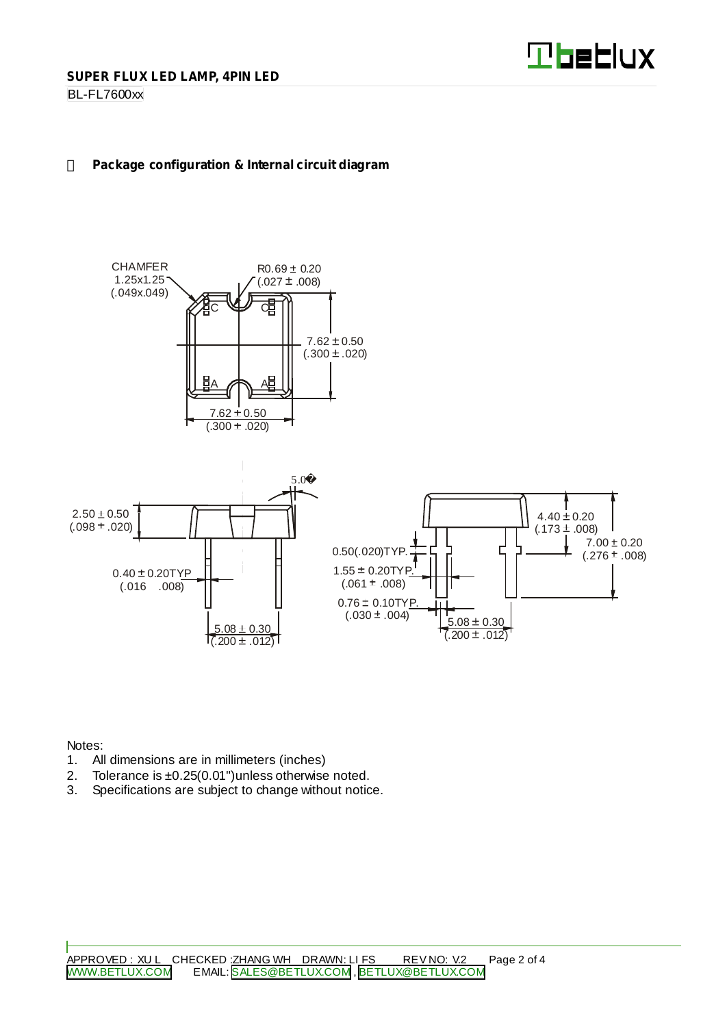### Package configuration & Internal circuit diagram

CHAMFER 1.25x1.25 (.049x.049)

R0.69 ± 0.20 (.027 ± .008)

7.62 ± 0.50 (.300 ± .020)

7.62 ± 0.50 (.300 ± .020)

5.0°

2.50 ± 0.50 (.098 ± .020)

0.40 ± 0.20TYP (.016 .008)

5.08 ± 0.30 (.200 ± .012)

4.40 ± 0.20 (.173 ± .008)

7.00 ± 0.20 (.276 ± .008)

0.50(.020)TYP.

1.55 ± 0.20TYP. (.061 ± .008)

0.76 ± 0.10TYP. (.030 ± .004)

5.08 ± 0.30 (.200 ± .012)

Notes:

1. All dimensions are in millimeters (inches)
2. Tolerance is ±0.25(0.01")unless otherwise noted.
3. Specifications are subject to change without notice.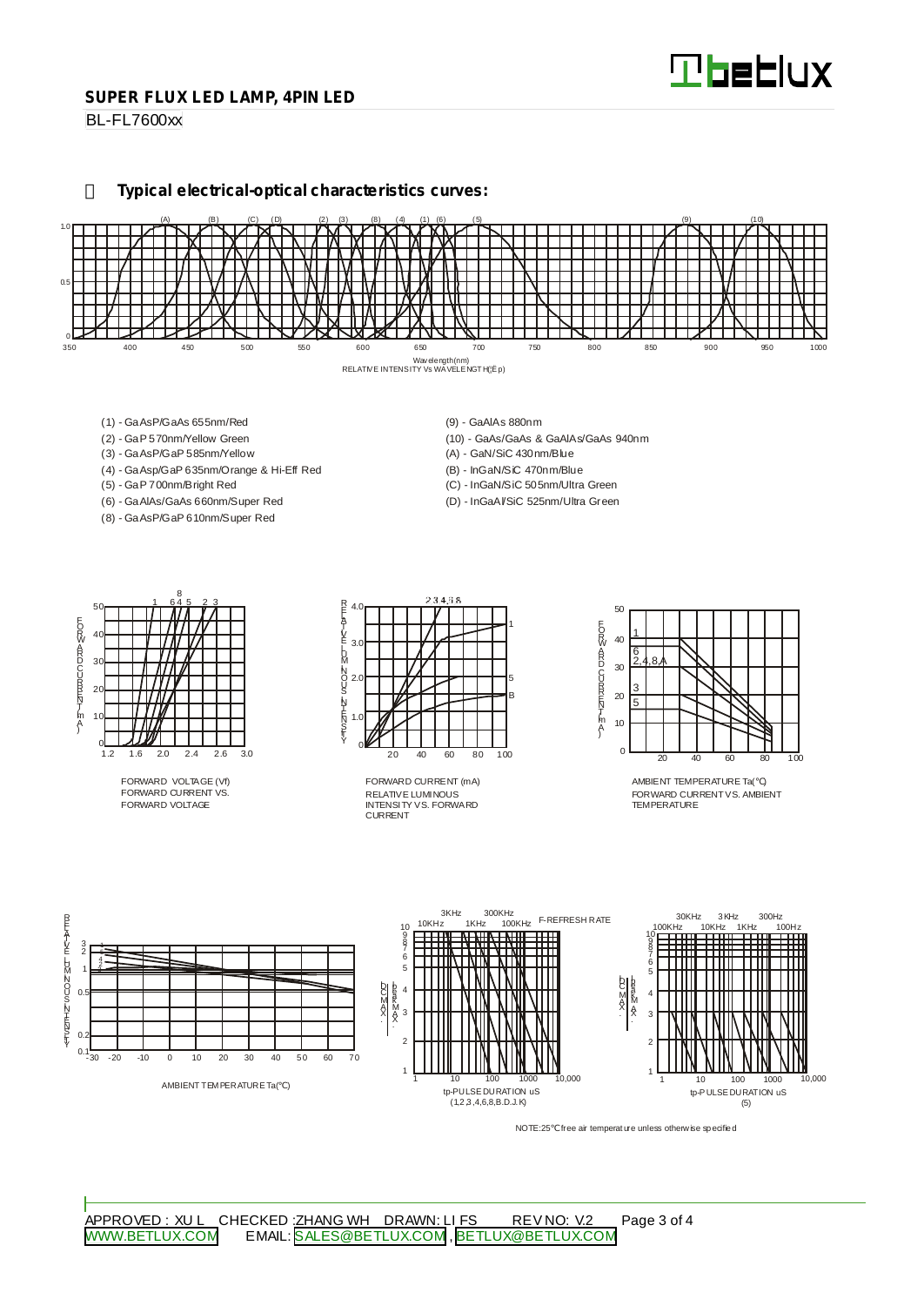**SUPER FLUX LED LAMP, 4PIN LED**

BL-FL7600xx

## Typical electrical-optical characteristics curves:

Wavelength(nm)
RELATIVE INTENSITY Vs WAVELENGTH(λp)

- (1) - GaAsP/GaAs 655nm/Red
- (2) - GaP 570nm/Yellow Green
- (3) - GaAsP/GaP 585nm/Yellow
- (4) - GaAsp/GaP 635nm/Orange & Hi-Eff Red
- (5) - GaP 700nm/Bright Red
- (6) - GaAlAs/GaAs 660nm/Super Red
- (8) - GaAsP/GaP 610nm/Super Red
- (9) - GaAlAs 880nm
- (10) - GaAs/GaAs & GaAlAs/GaAs 940nm
- (A) - GaN/SiC 430nm/Blue
- (B) - InGaN/SiC 470nm/Blue
- (C) - InGaN/SiC 505nm/Ultra Green
- (D) - InGaAl/SiC 525nm/Ultra Green

FORWARD VOLTAGE (Vf)
FORWARD CURRENT VS. FORWARD VOLTAGE

FORWARD CURRENT (mA)
RELATIVE LUMINOUS INTENSITY VS. FORWARD CURRENT

AMBIENT TEMPERATURE Ta(℃)
FORWARD CURRENT VS. AMBIENT TEMPERATURE

AMBIENT TEMPERATURE Ta(℃)

tp-PULSE DURATION uS
(1,2,3,4,6,8,B.D.J.K)

tp-PULSE DURATION uS
(5)

NOTE:25℃ free air temperature unless otherwise specified

APPROVED : XU L CHECKED :ZHANG WH DRAWN: LI FS REV NO: V.2

WWW.BETLUX.COM EMAIL: SALES@BETLUX.COM , BETLUX@BETLUX.COM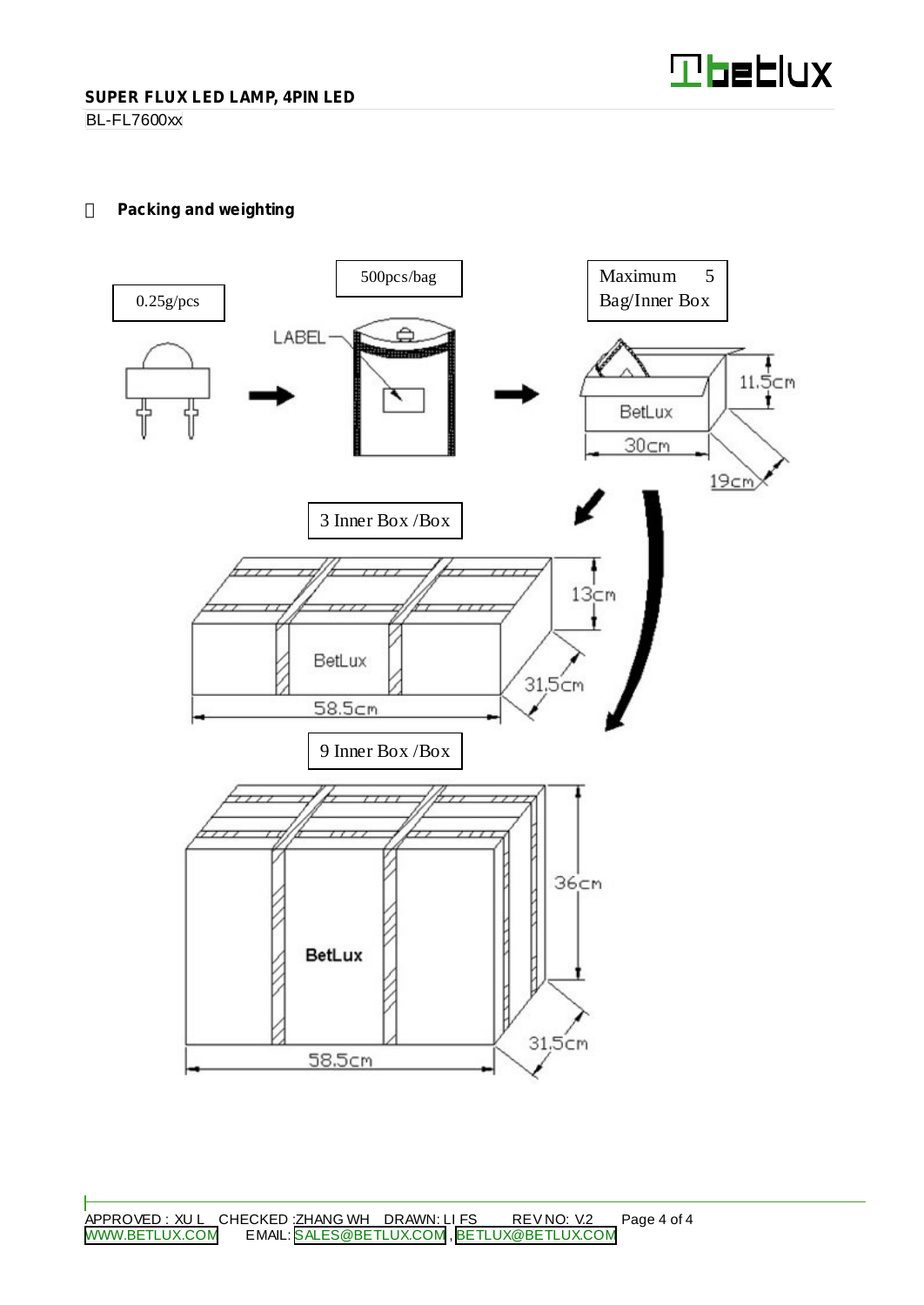## Packing and weighting

0.25g/pcs

LABEL

500pcs/bag

Maximum 5 Bag/Inner Box

BetLux

11.5cm

30cm

19cm

3 Inner Box /Box

BetLux

13cm

31.5cm

58.5cm

9 Inner Box /Box

BetLux

36cm

31.5cm

58.5cm